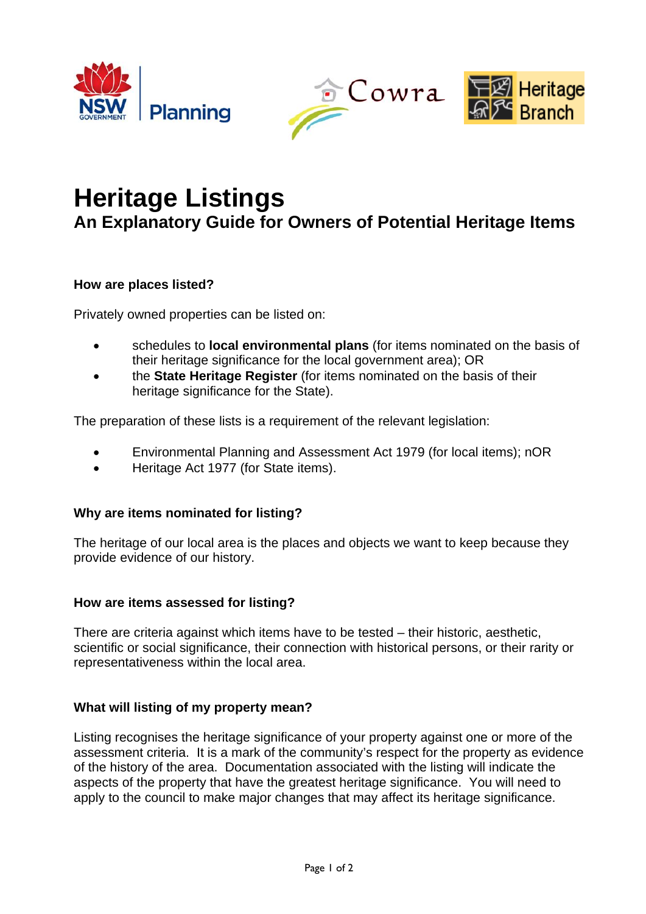# Heritage Listings

## An Explanatory Guide for Owners of Potential Heritage Items

### How are places listed?

Privately owned properties can be listed on:

- schedules to **local environmental plans** (for items nominated on the basis of their heritage significance for the local government area); OR
- the **State Heritage Register** (for items nominated on the basis of their heritage significance for the State).

The preparation of these lists is a requirement of the relevant legislation:

- Environmental Planning and Assessment Act 1979 (for local items); nOR
- Heritage Act 1977 (for State items).

### Why are items nominated for listing?

The heritage of our local area is the places and objects we want to keep because they provide evidence of our history.

### How are items assessed for listing?

There are criteria against which items have to be tested – their historic, aesthetic, scientific or social significance, their connection with historical persons, or their rarity or representativeness within the local area.

### What will listing of my property mean?

Listing recognises the heritage significance of your property against one or more of the assessment criteria. It is a mark of the community's respect for the property as evidence of the history of the area. Documentation associated with the listing will indicate the aspects of the property that have the greatest heritage significance. You will need to apply to the council to make major changes that may affect its heritage significance.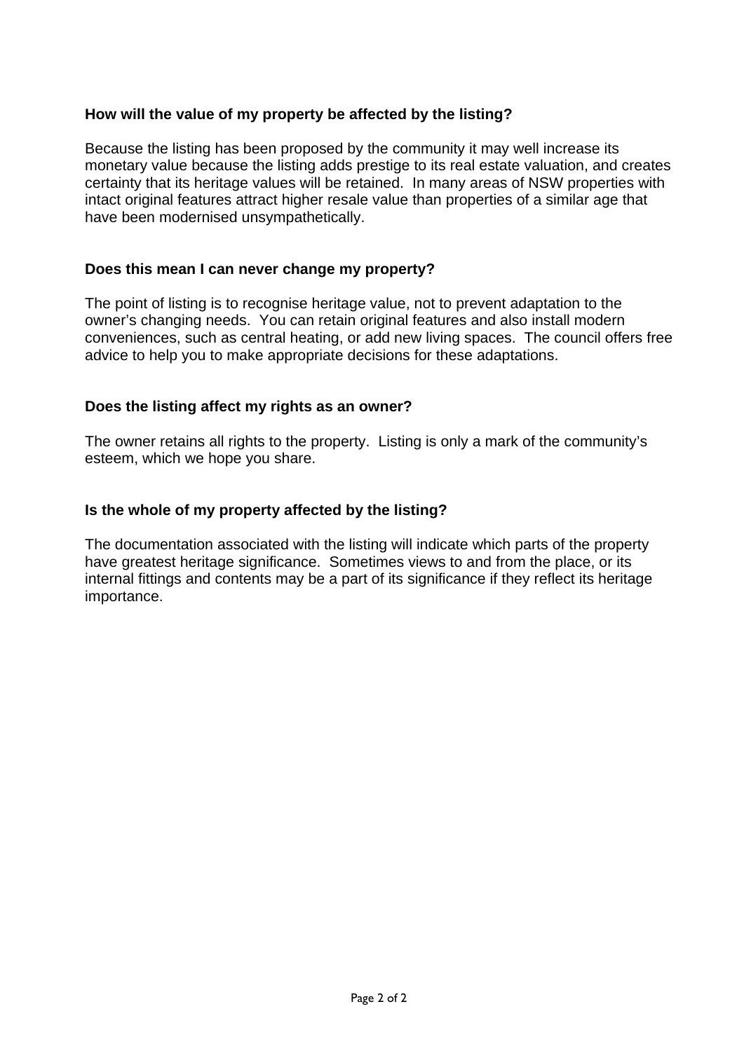**How will the value of my property be affected by the listing?**

Because the listing has been proposed by the community it may well increase its monetary value because the listing adds prestige to its real estate valuation, and creates certainty that its heritage values will be retained.  In many areas of NSW properties with intact original features attract higher resale value than properties of a similar age that have been modernised unsympathetically.

**Does this mean I can never change my property?**

The point of listing is to recognise heritage value, not to prevent adaptation to the owner's changing needs.  You can retain original features and also install modern conveniences, such as central heating, or add new living spaces.  The council offers free advice to help you to make appropriate decisions for these adaptations.

**Does the listing affect my rights as an owner?**

The owner retains all rights to the property.  Listing is only a mark of the community's esteem, which we hope you share.

**Is the whole of my property affected by the listing?**

The documentation associated with the listing will indicate which parts of the property have greatest heritage significance.  Sometimes views to and from the place, or its internal fittings and contents may be a part of its significance if they reflect its heritage importance.